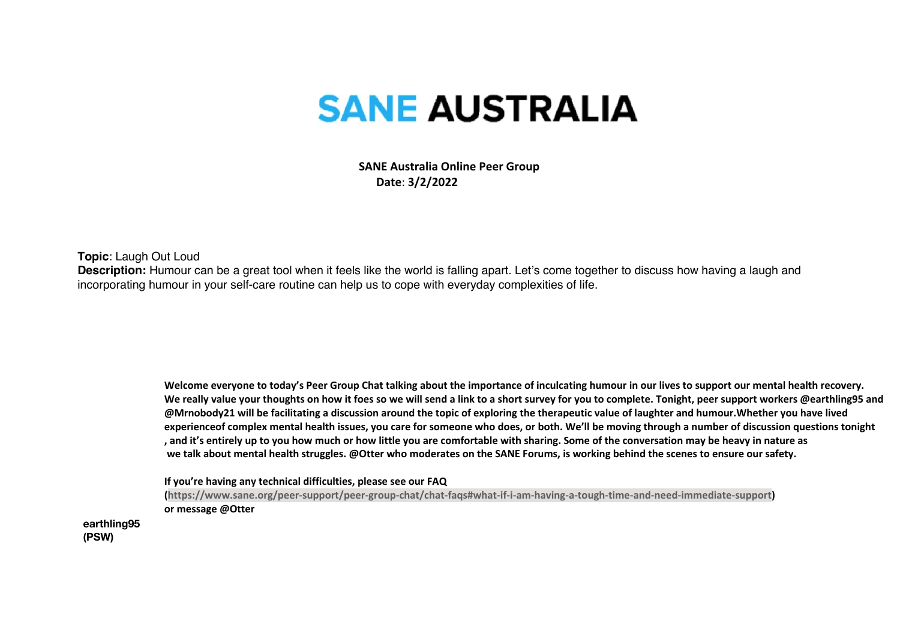# SANE AUSTRALIA

**SANE Australia Online Peer Group**
**Date: 3/2/2022**

**Topic**: Laugh Out Loud
**Description:** Humour can be a great tool when it feels like the world is falling apart. Let's come together to discuss how having a laugh and incorporating humour in your self-care routine can help us to cope with everyday complexities of life.

**earthling95 (PSW)**

**Welcome everyone to today's Peer Group Chat talking about the importance of inculcating humour in our lives to support our mental health recovery. We really value your thoughts on how it foes so we will send a link to a short survey for you to complete. Tonight, peer support workers @earthling95 and @Mrnobody21 will be facilitating a discussion around the topic of exploring the therapeutic value of laughter and humour.Whether you have lived experienceof complex mental health issues, you care for someone who does, or both. We'll be moving through a number of discussion questions tonight , and it's entirely up to you how much or how little you are comfortable with sharing. Some of the conversation may be heavy in nature as we talk about mental health struggles. @Otter who moderates on the SANE Forums, is working behind the scenes to ensure our safety.**

**If you're having any technical difficulties, please see our FAQ (https://www.sane.org/peer-support/peer-group-chat/chat-faqs#what-if-i-am-having-a-tough-time-and-need-immediate-support) or message @Otter**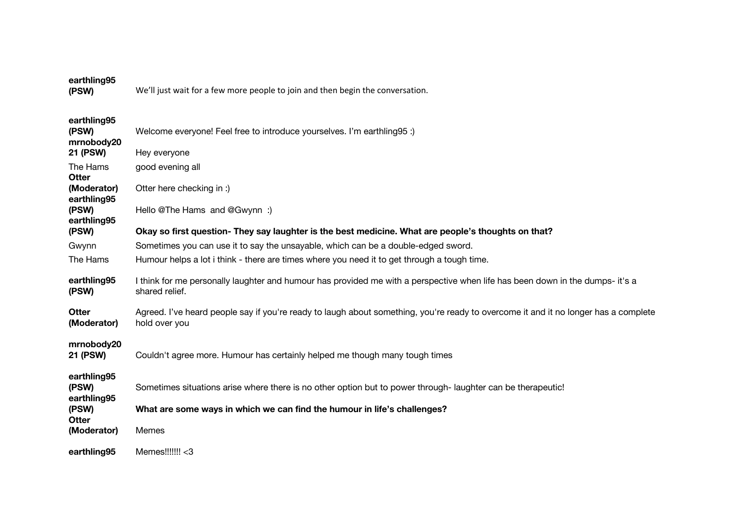| | |
|---|---|
| **earthling95 (PSW)** | We'll just wait for a few more people to join and then begin the conversation. |
| **earthling95 (PSW)** | Welcome everyone! Feel free to introduce yourselves. I'm earthling95 :) |
| **mrnobody2021 (PSW)** | Hey everyone |
| The Hams | good evening all |
| **Otter (Moderator)** | Otter here checking in :) |
| **earthling95 (PSW)** | Hello @The Hams and @Gwynn :) |
| **earthling95 (PSW)** | **Okay so first question- They say laughter is the best medicine. What are people's thoughts on that?** |
| Gwynn | Sometimes you can use it to say the unsayable, which can be a double-edged sword. |
| The Hams | Humour helps a lot i think - there are times where you need it to get through a tough time. |
| **earthling95 (PSW)** | I think for me personally laughter and humour has provided me with a perspective when life has been down in the dumps- it's a shared relief. |
| **Otter (Moderator)** | Agreed. I've heard people say if you're ready to laugh about something, you're ready to overcome it and it no longer has a complete hold over you |
| **mrnobody2021 (PSW)** | Couldn't agree more. Humour has certainly helped me though many tough times |
| **earthling95 (PSW)** | Sometimes situations arise where there is no other option but to power through- laughter can be therapeutic! |
| **earthling95 (PSW)** | **What are some ways in which we can find the humour in life's challenges?** |
| **Otter (Moderator)** | Memes |
| **earthling95** | Memes!!!!!!! <3 |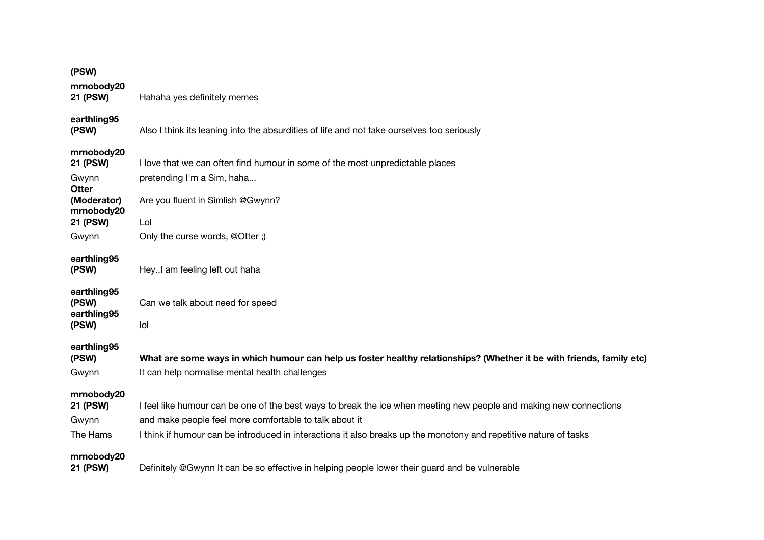| | |
|---|---|
| **(PSW)** | |
| **mrnobody2021 (PSW)** | Hahaha yes definitely memes |
| **earthling95 (PSW)** | Also I think its leaning into the absurdities of life and not take ourselves too seriously |
| **mrnobody2021 (PSW)** | I love that we can often find humour in some of the most unpredictable places |
| Gwynn | pretending I'm a Sim, haha... |
| **Otter (Moderator)** | Are you fluent in Simlish @Gwynn? |
| **mrnobody2021 (PSW)** | Lol |
| Gwynn | Only the curse words, @Otter ;) |
| **earthling95 (PSW)** | Hey..I am feeling left out haha |
| **earthling95 (PSW)** | Can we talk about need for speed |
| **earthling95 (PSW)** | lol |
| **earthling95 (PSW)** | **What are some ways in which humour can help us foster healthy relationships? (Whether it be with friends, family etc)** |
| Gwynn | It can help normalise mental health challenges |
| **mrnobody2021 (PSW)** | I feel like humour can be one of the best ways to break the ice when meeting new people and making new connections |
| Gwynn | and make people feel more comfortable to talk about it |
| The Hams | I think if humour can be introduced in interactions it also breaks up the monotony and repetitive nature of tasks |
| **mrnobody2021 (PSW)** | Definitely @Gwynn It can be so effective in helping people lower their guard and be vulnerable |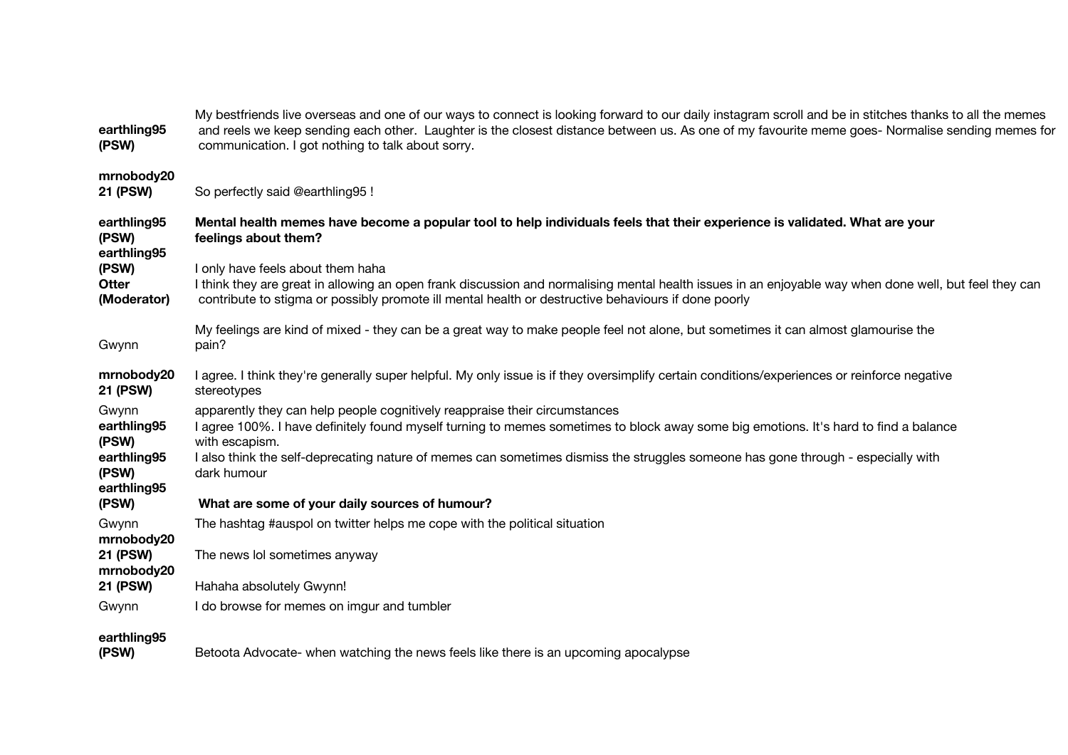| | |
|---|---|
| **earthling95 (PSW)** | My bestfriends live overseas and one of our ways to connect is looking forward to our daily instagram scroll and be in stitches thanks to all the memes and reels we keep sending each other. Laughter is the closest distance between us. As one of my favourite meme goes- Normalise sending memes for communication. I got nothing to talk about sorry. |
| **mrnobody2021 (PSW)** | So perfectly said @earthling95 ! |
| **earthling95 (PSW)** | **Mental health memes have become a popular tool to help individuals feels that their experience is validated. What are your feelings about them?** |
| **earthling95 (PSW)** | I only have feels about them haha |
| **Otter (Moderator)** | I think they are great in allowing an open frank discussion and normalising mental health issues in an enjoyable way when done well, but feel they can contribute to stigma or possibly promote ill mental health or destructive behaviours if done poorly |
| Gwynn | My feelings are kind of mixed - they can be a great way to make people feel not alone, but sometimes it can almost glamourise the pain? |
| **mrnobody2021 (PSW)** | I agree. I think they're generally super helpful. My only issue is if they oversimplify certain conditions/experiences or reinforce negative stereotypes |
| Gwynn | apparently they can help people cognitively reappraise their circumstances |
| **earthling95 (PSW)** | I agree 100%. I have definitely found myself turning to memes sometimes to block away some big emotions. It's hard to find a balance with escapism. |
| **earthling95 (PSW)** | I also think the self-deprecating nature of memes can sometimes dismiss the struggles someone has gone through - especially with dark humour |
| **earthling95 (PSW)** | **What are some of your daily sources of humour?** |
| Gwynn | The hashtag #auspol on twitter helps me cope with the political situation |
| **mrnobody2021 (PSW)** | The news lol sometimes anyway |
| **mrnobody2021 (PSW)** | Hahaha absolutely Gwynn! |
| Gwynn | I do browse for memes on imgur and tumbler |
| **earthling95 (PSW)** | Betoota Advocate- when watching the news feels like there is an upcoming apocalypse |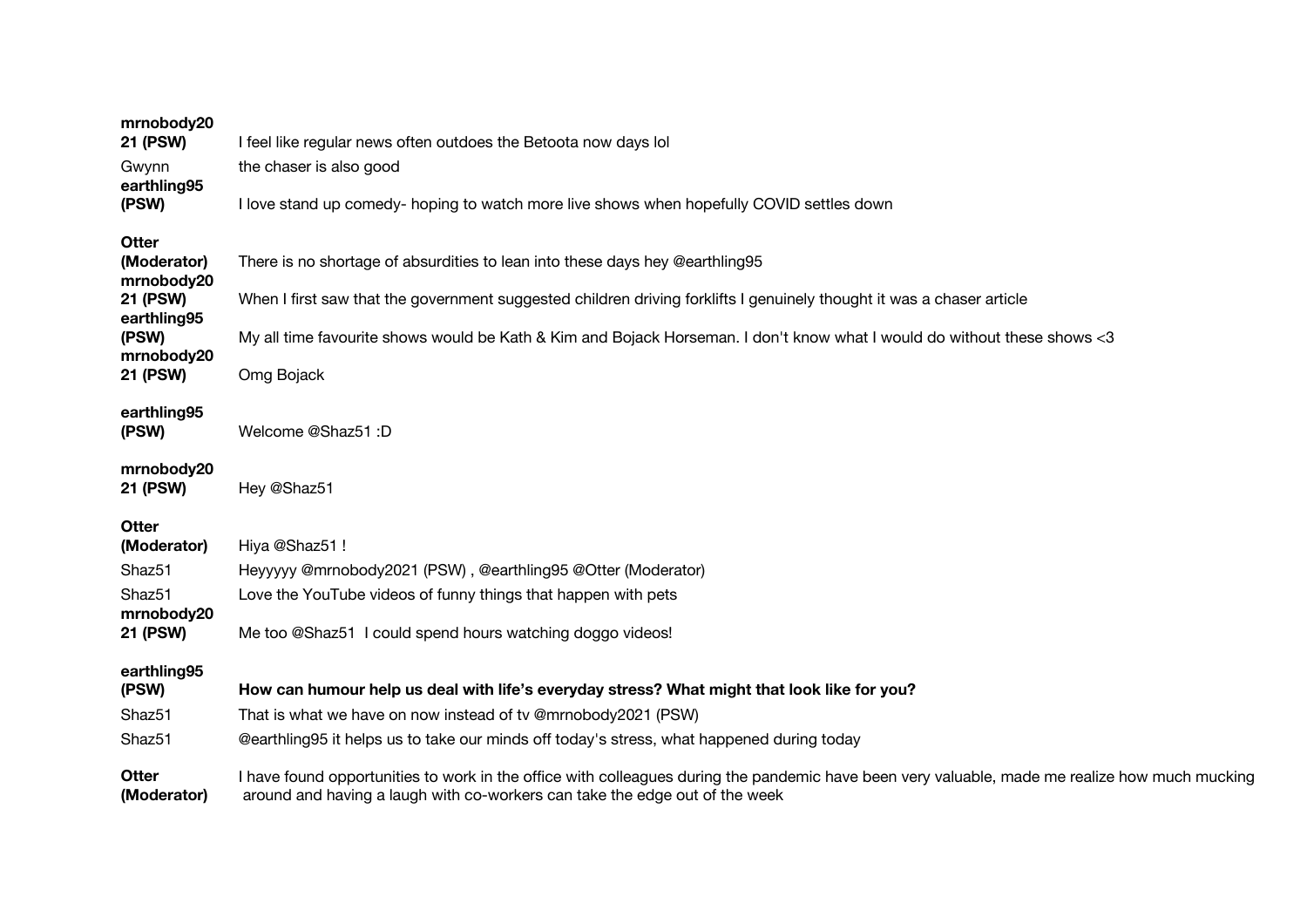| | |
|---|---|
| **mrnobody2021 (PSW)** | I feel like regular news often outdoes the Betoota now days lol |
| Gwynn | the chaser is also good |
| **earthling95 (PSW)** | I love stand up comedy- hoping to watch more live shows when hopefully COVID settles down |
| **Otter (Moderator)** | There is no shortage of absurdities to lean into these days hey @earthling95 |
| **mrnobody2021 (PSW)** | When I first saw that the government suggested children driving forklifts I genuinely thought it was a chaser article |
| **earthling95 (PSW)** | My all time favourite shows would be Kath & Kim and Bojack Horseman. I don't know what I would do without these shows <3 |
| **mrnobody2021 (PSW)** | Omg Bojack |
| **earthling95 (PSW)** | Welcome @Shaz51 :D |
| **mrnobody2021 (PSW)** | Hey @Shaz51 |
| **Otter (Moderator)** | Hiya @Shaz51 ! |
| Shaz51 | Heyyyyy @mrnobody2021 (PSW) , @earthling95 @Otter (Moderator) |
| Shaz51 | Love the YouTube videos of funny things that happen with pets |
| **mrnobody2021 (PSW)** | Me too @Shaz51 I could spend hours watching doggo videos! |
| **earthling95 (PSW)** | **How can humour help us deal with life's everyday stress? What might that look like for you?** |
| Shaz51 | That is what we have on now instead of tv @mrnobody2021 (PSW) |
| Shaz51 | @earthling95 it helps us to take our minds off today's stress, what happened during today |
| **Otter (Moderator)** | I have found opportunities to work in the office with colleagues during the pandemic have been very valuable, made me realize how much mucking around and having a laugh with co-workers can take the edge out of the week |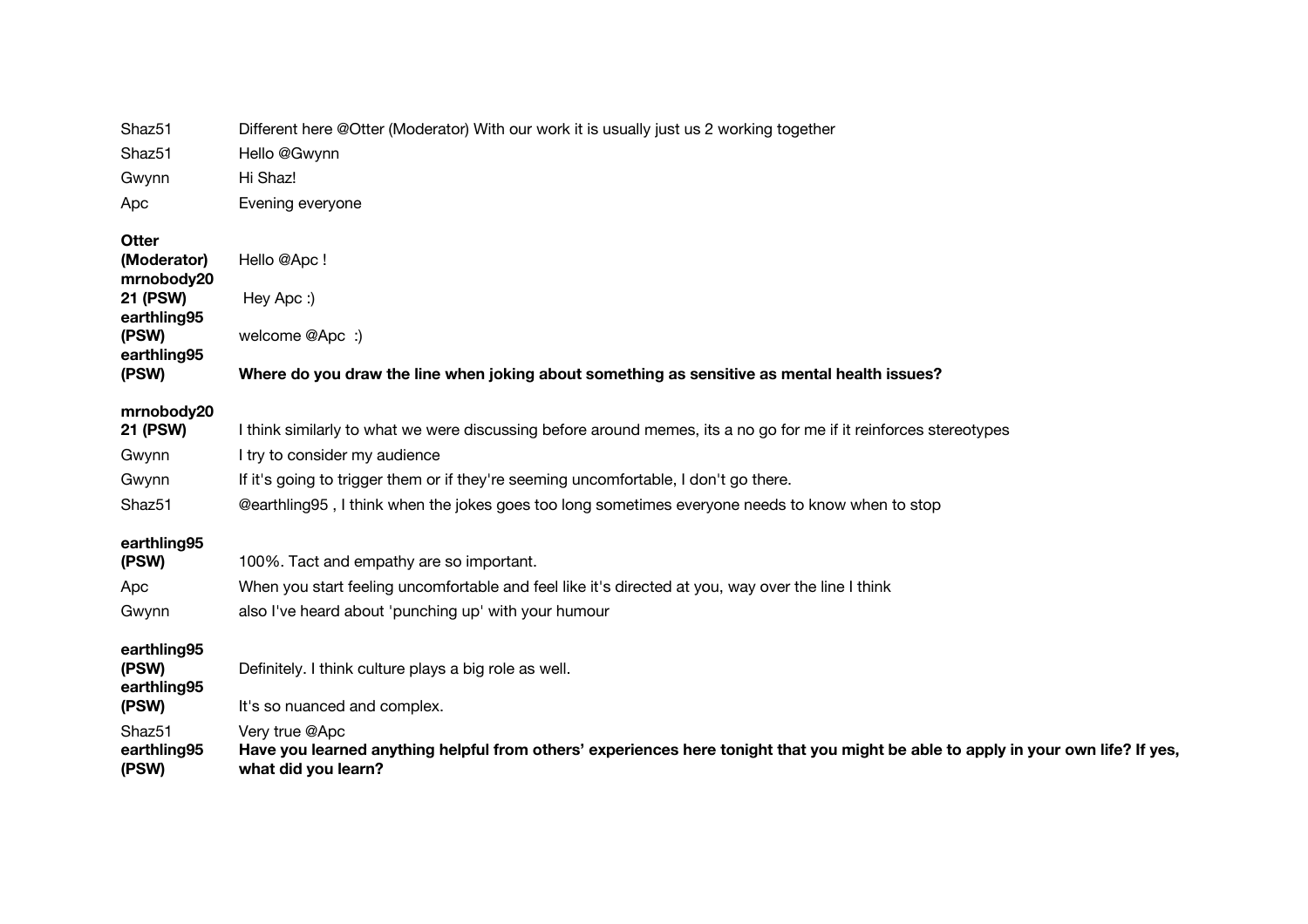| | |
|---|---|
| Shaz51 | Different here @Otter (Moderator) With our work it is usually just us 2 working together |
| Shaz51 | Hello @Gwynn |
| Gwynn | Hi Shaz! |
| Apc | Evening everyone |
| **Otter (Moderator)** | Hello @Apc ! |
| **mrnobody2021 (PSW)** | Hey Apc :) |
| **earthling95 (PSW)** | welcome @Apc :) |
| **earthling95 (PSW)** | **Where do you draw the line when joking about something as sensitive as mental health issues?** |
| **mrnobody2021 (PSW)** | I think similarly to what we were discussing before around memes, its a no go for me if it reinforces stereotypes |
| Gwynn | I try to consider my audience |
| Gwynn | If it's going to trigger them or if they're seeming uncomfortable, I don't go there. |
| Shaz51 | @earthling95 , I think when the jokes goes too long sometimes everyone needs to know when to stop |
| **earthling95 (PSW)** | 100%. Tact and empathy are so important. |
| Apc | When you start feeling uncomfortable and feel like it's directed at you, way over the line I think |
| Gwynn | also I've heard about 'punching up' with your humour |
| **earthling95 (PSW)** | Definitely. I think culture plays a big role as well. |
| **earthling95 (PSW)** | It's so nuanced and complex. |
| Shaz51 | Very true @Apc |
| **earthling95 (PSW)** | **Have you learned anything helpful from others' experiences here tonight that you might be able to apply in your own life? If yes, what did you learn?** |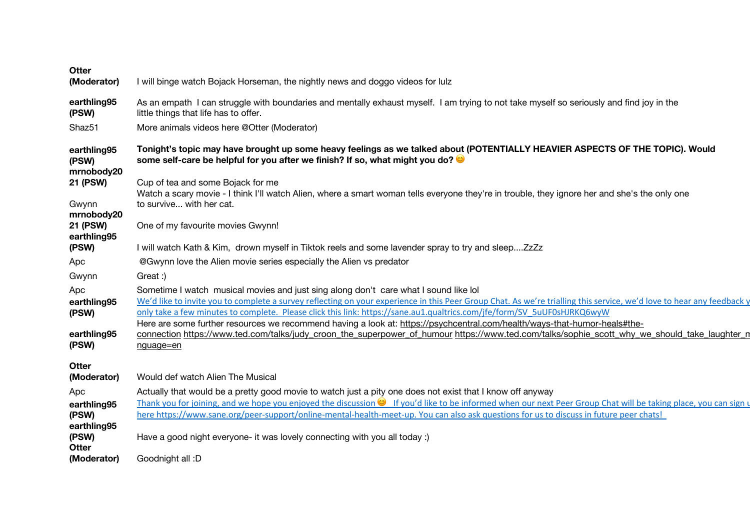| | |
|---|---|
| **Otter (Moderator)** | I will binge watch Bojack Horseman, the nightly news and doggo videos for lulz |
| **earthling95 (PSW)** | As an empath I can struggle with boundaries and mentally exhaust myself. I am trying to not take myself so seriously and find joy in the little things that life has to offer. |
| Shaz51 | More animals videos here @Otter (Moderator) |
| **earthling95 (PSW)** | **Tonight's topic may have brought up some heavy feelings as we talked about (POTENTIALLY HEAVIER ASPECTS OF THE TOPIC). Would some self-care be helpful for you after we finish? If so, what might you do? 😊** |
| **mrnobody2021 (PSW)** | Cup of tea and some Bojack for me |
| Gwynn | Watch a scary movie - I think I'll watch Alien, where a smart woman tells everyone they're in trouble, they ignore her and she's the only one to survive... with her cat. |
| **mrnobody2021 (PSW)** | One of my favourite movies Gwynn! |
| **earthling95 (PSW)** | I will watch Kath & Kim, drown myself in Tiktok reels and some lavender spray to try and sleep....ZzZz |
| Apc | @Gwynn love the Alien movie series especially the Alien vs predator |
| Gwynn | Great :) |
| Apc | Sometime I watch musical movies and just sing along don't care what I sound like lol |
| **earthling95 (PSW)** | We'd like to invite you to complete a survey reflecting on your experience in this Peer Group Chat. As we're trialling this service, we'd love to hear any feedback y only take a few minutes to complete. Please click this link: https://sane.au1.qualtrics.com/jfe/form/SV_5uUF0sHJRKQ6wyW |
| **earthling95 (PSW)** | Here are some further resources we recommend having a look at: https://psychcentral.com/health/ways-that-humor-heals#the-connection https://www.ted.com/talks/judy_croon_the_superpower_of_humour https://www.ted.com/talks/sophie_scott_why_we_should_take_laughter_m nguage=en |
| **Otter (Moderator)** | Would def watch Alien The Musical |
| Apc | Actually that would be a pretty good movie to watch just a pity one does not exist that I know off anyway |
| **earthling95 (PSW)** | Thank you for joining, and we hope you enjoyed the discussion 😊 If you'd like to be informed when our next Peer Group Chat will be taking place, you can sign u here https://www.sane.org/peer-support/online-mental-health-meet-up. You can also ask questions for us to discuss in future peer chats! |
| **earthling95 (PSW)** | Have a good night everyone- it was lovely connecting with you all today :) |
| **Otter (Moderator)** | Goodnight all :D |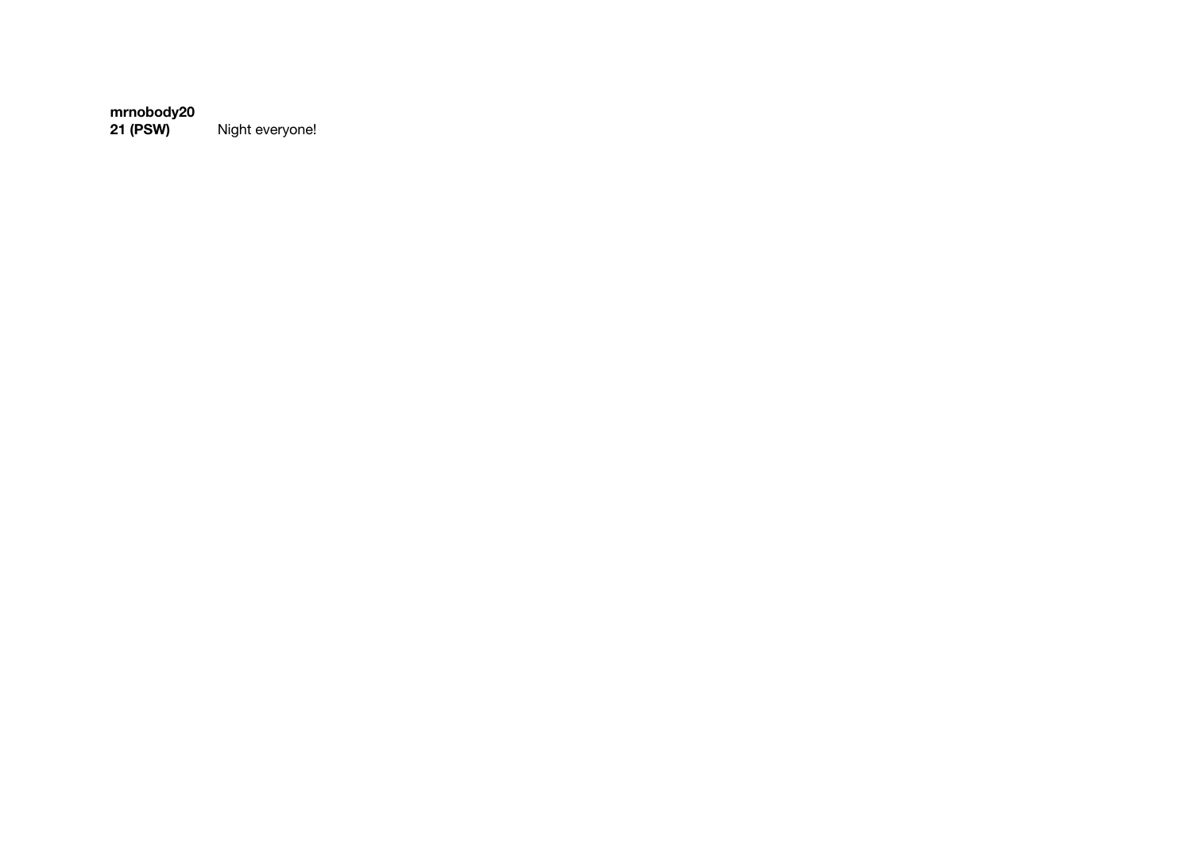**mrnobody2021 (PSW)** Night everyone!